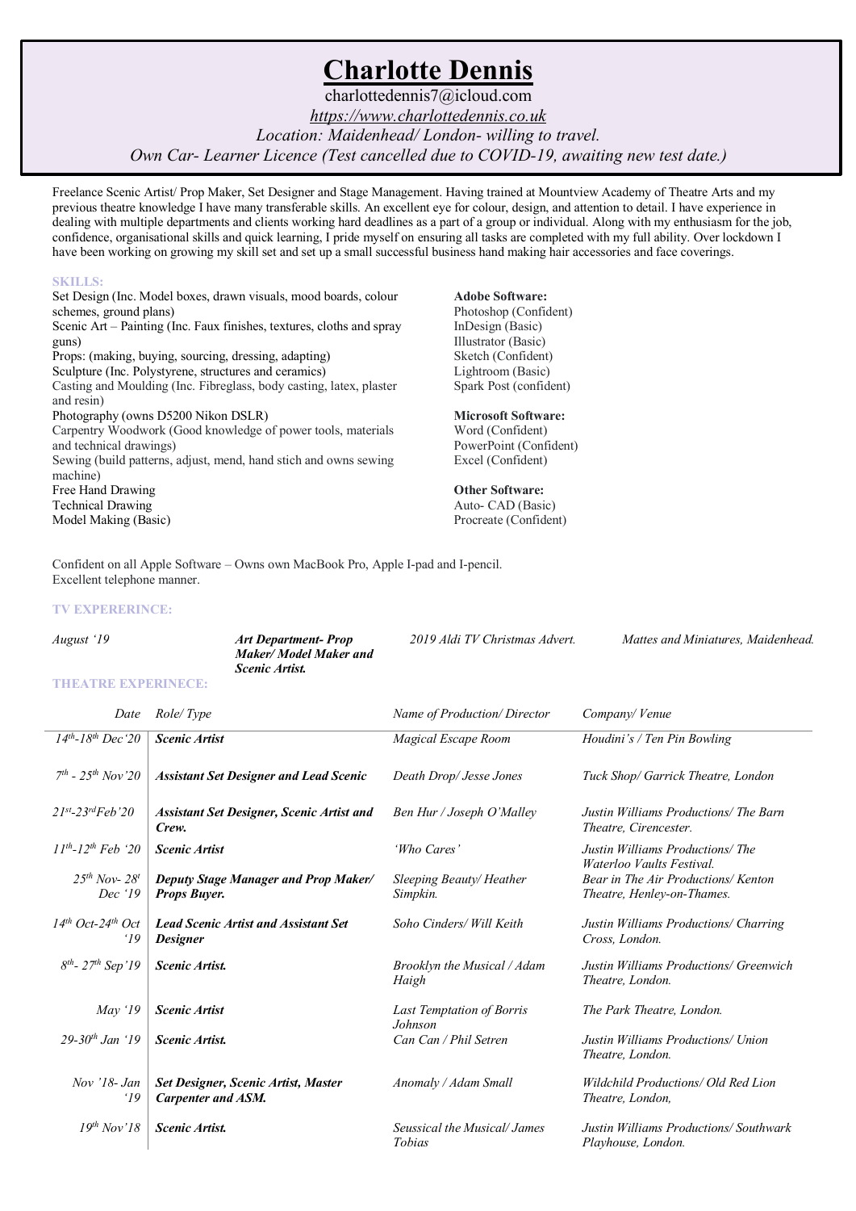# Charlotte Dennis

charlottedennis7@icloud.com

*https://www.charlottedennis.co.uk*

*Location: Maidenhead/ London- willing to travel.*

*Own Car- Learner Licence (Test cancelled due to COVID-19, awaiting new test date.)*

Freelance Scenic Artist/ Prop Maker, Set Designer and Stage Management. Having trained at Mountview Academy of Theatre Arts and my previous theatre knowledge I have many transferable skills. An excellent eye for colour, design, and attention to detail. I have experience in dealing with multiple departments and clients working hard deadlines as a part of a group or individual. Along with my enthusiasm for the job, confidence, organisational skills and quick learning, I pride myself on ensuring all tasks are completed with my full ability. Over lockdown I have been working on growing my skill set and set up a small successful business hand making hair accessories and face coverings.

## SKILLS:

Set Design (Inc. Model boxes, drawn visuals, mood boards, colour schemes, ground plans)
Scenic Art – Painting (Inc. Faux finishes, textures, cloths and spray guns)
Props: (making, buying, sourcing, dressing, adapting)
Sculpture (Inc. Polystyrene, structures and ceramics)
Casting and Moulding (Inc. Fibreglass, body casting, latex, plaster and resin)
Photography (owns D5200 Nikon DSLR)
Carpentry Woodwork (Good knowledge of power tools, materials and technical drawings)
Sewing (build patterns, adjust, mend, hand stich and owns sewing machine)
Free Hand Drawing
Technical Drawing
Model Making (Basic)

**Adobe Software:**
Photoshop (Confident)
InDesign (Basic)
Illustrator (Basic)
Sketch (Confident)
Lightroom (Basic)
Spark Post (confident)

**Microsoft Software:**
Word (Confident)
PowerPoint (Confident)
Excel (Confident)

**Other Software:**
Auto- CAD (Basic)
Procreate (Confident)

Confident on all Apple Software – Owns own MacBook Pro, Apple I-pad and I-pencil.
Excellent telephone manner.

## TV EXPERERINCE:

| | | | |
|---|---|---|---|
| *August '19* | ***Art Department- Prop Maker/ Model Maker and Scenic Artist.*** | *2019 Aldi TV Christmas Advert.* | *Mattes and Miniatures, Maidenhead.* |

## THEATRE EXPERINECE:

| *Date* | *Role/ Type* | *Name of Production/ Director* | *Company/ Venue* |
|---|---|---|---|
| *14th-18th Dec'20* | ***Scenic Artist*** | *Magical Escape Room* | *Houdini's / Ten Pin Bowling* |
| *7th - 25th Nov'20* | ***Assistant Set Designer and Lead Scenic*** | *Death Drop/ Jesse Jones* | *Tuck Shop/ Garrick Theatre, London* |
| *21st-23rd Feb'20* | ***Assistant Set Designer, Scenic Artist and Crew.*** | *Ben Hur / Joseph O'Malley* | *Justin Williams Productions/ The Barn Theatre, Cirencester.* |
| *11th-12th Feb '20* | ***Scenic Artist*** | *'Who Cares'* | *Justin Williams Productions/ The Waterloo Vaults Festival.* |
| *25th Nov- 28t Dec '19* | ***Deputy Stage Manager and Prop Maker/ Props Buyer.*** | *Sleeping Beauty/ Heather Simpkin.* | *Bear in The Air Productions/ Kenton Theatre, Henley-on-Thames.* |
| *14th Oct-24th Oct '19* | ***Lead Scenic Artist and Assistant Set Designer*** | *Soho Cinders/ Will Keith* | *Justin Williams Productions/ Charring Cross, London.* |
| *8th- 27th Sep'19* | ***Scenic Artist.*** | *Brooklyn the Musical / Adam Haigh* | *Justin Williams Productions/ Greenwich Theatre, London.* |
| *May '19* | ***Scenic Artist*** | *Last Temptation of Borris Johnson* | *The Park Theatre, London.* |
| *29-30th Jan '19* | ***Scenic Artist.*** | *Can Can / Phil Setren* | *Justin Williams Productions/ Union Theatre, London.* |
| *Nov '18- Jan '19* | ***Set Designer, Scenic Artist, Master Carpenter and ASM.*** | *Anomaly / Adam Small* | *Wildchild Productions/ Old Red Lion Theatre, London,* |
| *19th Nov'18* | ***Scenic Artist.*** | *Seussical the Musical/ James Tobias* | *Justin Williams Productions/ Southwark Playhouse, London.* |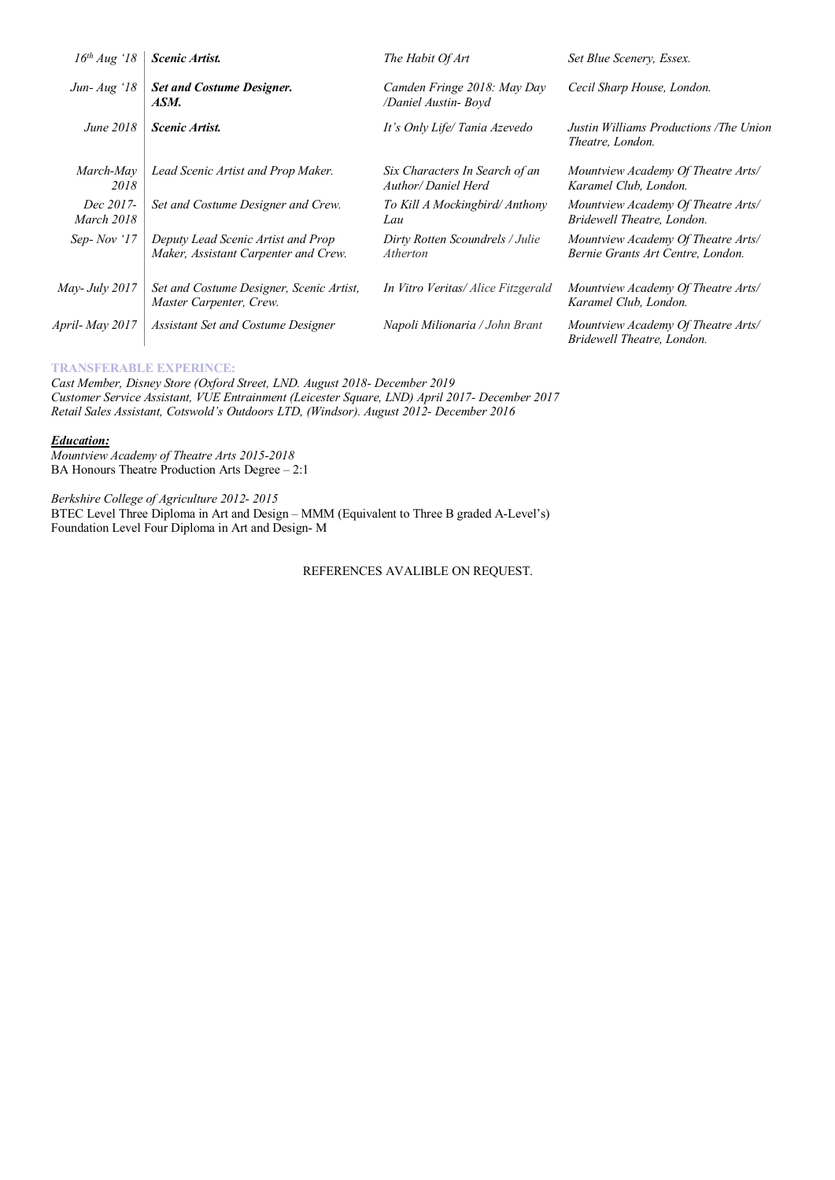| | | | |
|---|---|---|---|
| *16th Aug '18* | ***Scenic Artist.*** | *The Habit Of Art* | *Set Blue Scenery, Essex.* |
| *Jun- Aug '18* | ***Set and Costume Designer. ASM.*** | *Camden Fringe 2018: May Day /Daniel Austin- Boyd* | *Cecil Sharp House, London.* |
| *June 2018* | ***Scenic Artist.*** | *It's Only Life/ Tania Azevedo* | *Justin Williams Productions /The Union Theatre, London.* |
| *March-May 2018* | *Lead Scenic Artist and Prop Maker.* | *Six Characters In Search of an Author/ Daniel Herd* | *Mountview Academy Of Theatre Arts/ Karamel Club, London.* |
| *Dec 2017- March 2018* | *Set and Costume Designer and Crew.* | *To Kill A Mockingbird/ Anthony Lau* | *Mountview Academy Of Theatre Arts/ Bridewell Theatre, London.* |
| *Sep- Nov '17* | *Deputy Lead Scenic Artist and Prop Maker, Assistant Carpenter and Crew.* | *Dirty Rotten Scoundrels / Julie Atherton* | *Mountview Academy Of Theatre Arts/ Bernie Grants Art Centre, London.* |
| *May- July 2017* | *Set and Costume Designer, Scenic Artist, Master Carpenter, Crew.* | *In Vitro Veritas/ Alice Fitzgerald* | *Mountview Academy Of Theatre Arts/ Karamel Club, London.* |
| *April- May 2017* | *Assistant Set and Costume Designer* | *Napoli Milionaria / John Brant* | *Mountview Academy Of Theatre Arts/ Bridewell Theatre, London.* |

**TRANSFERABLE EXPERINCE:**

*Cast Member, Disney Store (Oxford Street, LND. August 2018- December 2019*
*Customer Service Assistant, VUE Entrainment (Leicester Square, LND) April 2017- December 2017*
*Retail Sales Assistant, Cotswold's Outdoors LTD, (Windsor). August 2012- December 2016*

***Education:***

*Mountview Academy of Theatre Arts 2015-2018*
BA Honours Theatre Production Arts Degree – 2:1

*Berkshire College of Agriculture 2012- 2015*
BTEC Level Three Diploma in Art and Design – MMM (Equivalent to Three B graded A-Level's)
Foundation Level Four Diploma in Art and Design- M

REFERENCES AVALIBLE ON REQUEST.